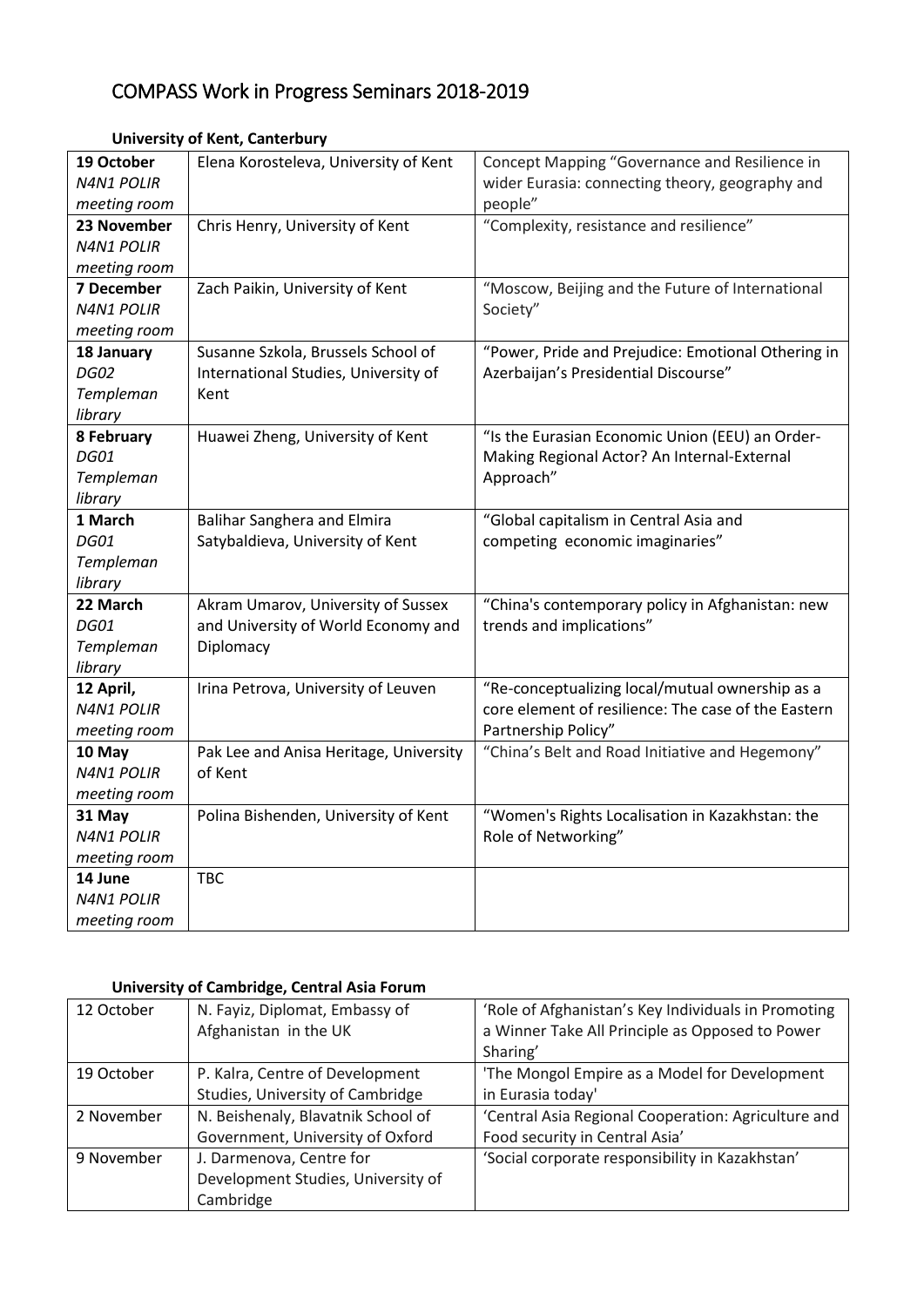# COMPASS Work in Progress Seminars 2018-2019

**University of Kent, Canterbury**

| | | |
|---|---|---|
| **19 October** *N4N1 POLIR meeting room* | Elena Korosteleva, University of Kent | Concept Mapping "Governance and Resilience in wider Eurasia: connecting theory, geography and people" |
| **23 November** *N4N1 POLIR meeting room* | Chris Henry, University of Kent | "Complexity, resistance and resilience" |
| **7 December** *N4N1 POLIR meeting room* | Zach Paikin, University of Kent | "Moscow, Beijing and the Future of International Society" |
| **18 January** *DG02 Templeman library* | Susanne Szkola, Brussels School of International Studies, University of Kent | "Power, Pride and Prejudice: Emotional Othering in Azerbaijan's Presidential Discourse" |
| **8 February** *DG01 Templeman library* | Huawei Zheng, University of Kent | "Is the Eurasian Economic Union (EEU) an Order-Making Regional Actor? An Internal-External Approach" |
| **1 March** *DG01 Templeman library* | Balihar Sanghera and Elmira Satybaldieva, University of Kent | "Global capitalism in Central Asia and competing economic imaginaries" |
| **22 March** *DG01 Templeman library* | Akram Umarov, University of Sussex and University of World Economy and Diplomacy | "China's contemporary policy in Afghanistan: new trends and implications" |
| **12 April,** *N4N1 POLIR meeting room* | Irina Petrova, University of Leuven | "Re-conceptualizing local/mutual ownership as a core element of resilience: The case of the Eastern Partnership Policy" |
| **10 May** *N4N1 POLIR meeting room* | Pak Lee and Anisa Heritage, University of Kent | "China's Belt and Road Initiative and Hegemony" |
| **31 May** *N4N1 POLIR meeting room* | Polina Bishenden, University of Kent | "Women's Rights Localisation in Kazakhstan: the Role of Networking" |
| **14 June** *N4N1 POLIR meeting room* | TBC | |

**University of Cambridge, Central Asia Forum**

| | | |
|---|---|---|
| 12 October | N. Fayiz, Diplomat, Embassy of Afghanistan in the UK | 'Role of Afghanistan's Key Individuals in Promoting a Winner Take All Principle as Opposed to Power Sharing' |
| 19 October | P. Kalra, Centre of Development Studies, University of Cambridge | 'The Mongol Empire as a Model for Development in Eurasia today' |
| 2 November | N. Beishenaly, Blavatnik School of Government, University of Oxford | 'Central Asia Regional Cooperation: Agriculture and Food security in Central Asia' |
| 9 November | J. Darmenova, Centre for Development Studies, University of Cambridge | 'Social corporate responsibility in Kazakhstan' |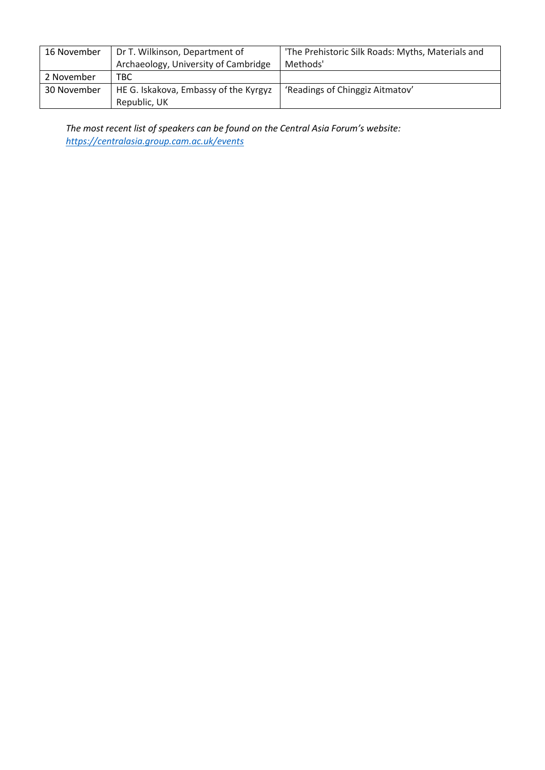| | | |
|---|---|---|
| 16 November | Dr T. Wilkinson, Department of Archaeology, University of Cambridge | 'The Prehistoric Silk Roads: Myths, Materials and Methods' |
| 2 November | TBC | |
| 30 November | HE G. Iskakova, Embassy of the Kyrgyz Republic, UK | 'Readings of Chinggiz Aitmatov' |

*The most recent list of speakers can be found on the Central Asia Forum's website:* *https://centralasia.group.cam.ac.uk/events*